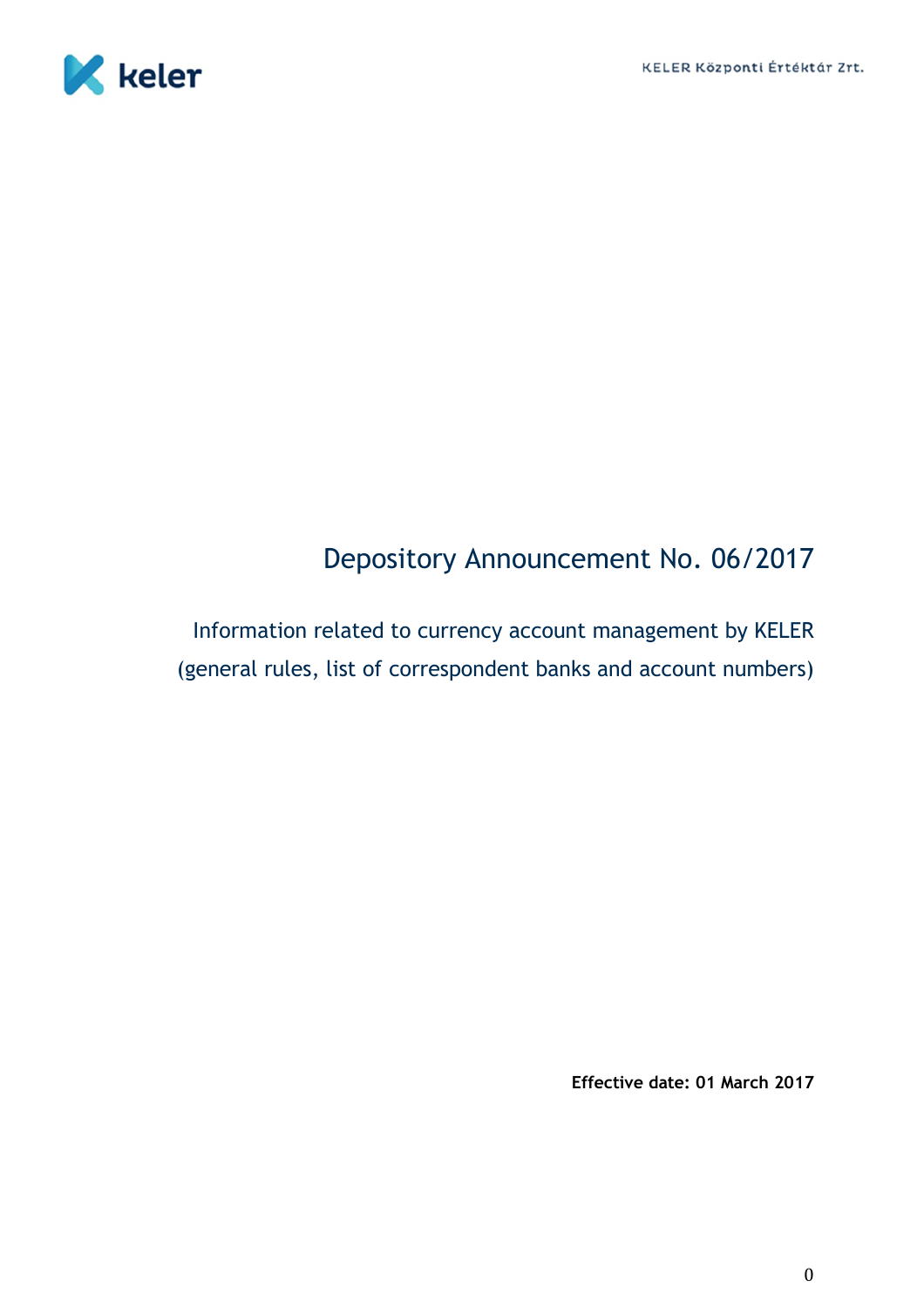# Depository Announcement No. 06/2017

Information related to currency account management by KELER (general rules, list of correspondent banks and account numbers)

**Effective date: 01 March 2017**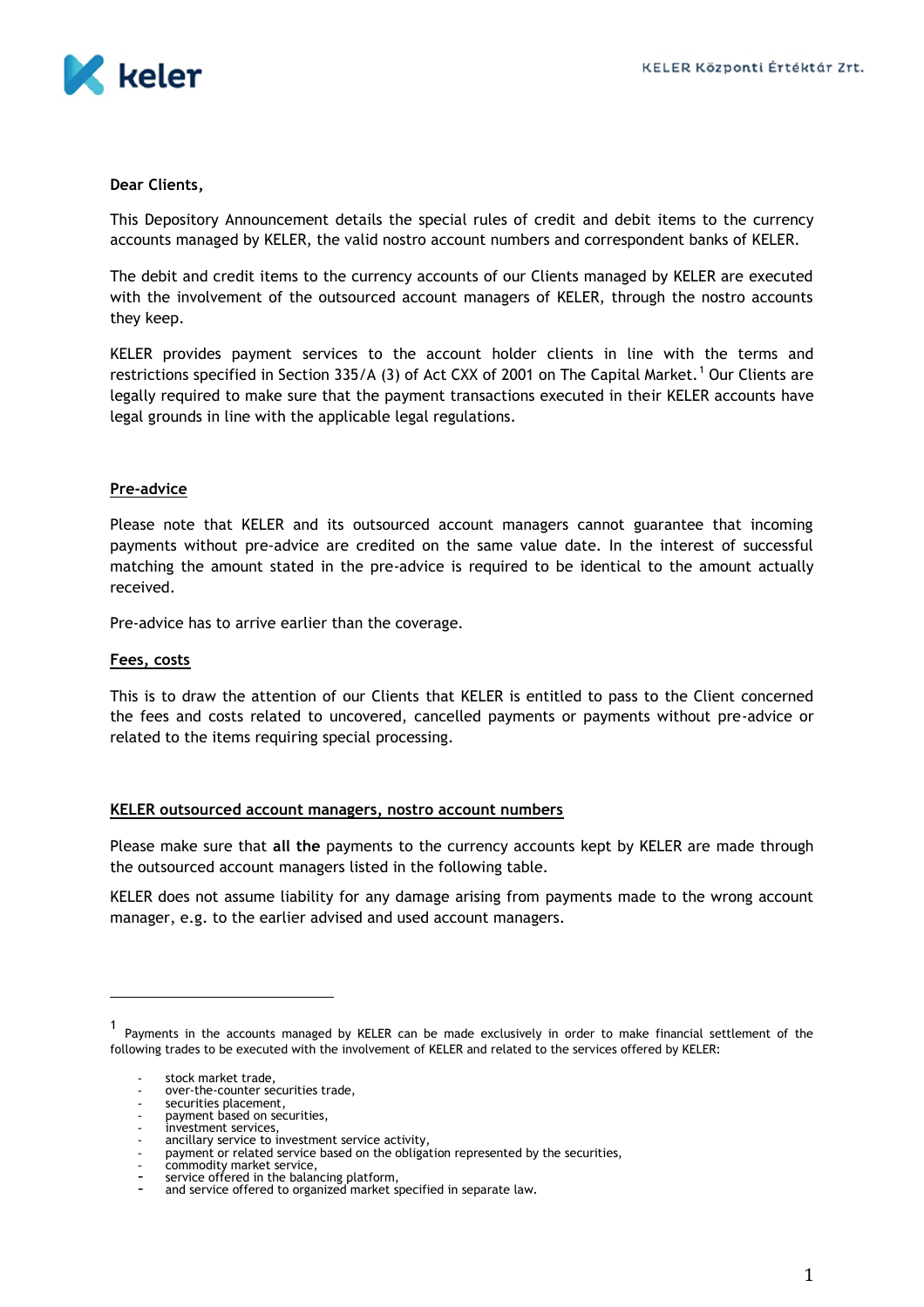Dear Clients,

This Depository Announcement details the special rules of credit and debit items to the currency accounts managed by KELER, the valid nostro account numbers and correspondent banks of KELER.

The debit and credit items to the currency accounts of our Clients managed by KELER are executed with the involvement of the outsourced account managers of KELER, through the nostro accounts they keep.

KELER provides payment services to the account holder clients in line with the terms and restrictions specified in Section 335/A (3) of Act CXX of 2001 on The Capital Market.[1] Our Clients are legally required to make sure that the payment transactions executed in their KELER accounts have legal grounds in line with the applicable legal regulations.

## Pre-advice

Please note that KELER and its outsourced account managers cannot guarantee that incoming payments without pre-advice are credited on the same value date. In the interest of successful matching the amount stated in the pre-advice is required to be identical to the amount actually received.

Pre-advice has to arrive earlier than the coverage.

## Fees, costs

This is to draw the attention of our Clients that KELER is entitled to pass to the Client concerned the fees and costs related to uncovered, cancelled payments or payments without pre-advice or related to the items requiring special processing.

## KELER outsourced account managers, nostro account numbers

Please make sure that **all the** payments to the currency accounts kept by KELER are made through the outsourced account managers listed in the following table.

KELER does not assume liability for any damage arising from payments made to the wrong account manager, e.g. to the earlier advised and used account managers.

---

[1] Payments in the accounts managed by KELER can be made exclusively in order to make financial settlement of the following trades to be executed with the involvement of KELER and related to the services offered by KELER:

- stock market trade,
- over-the-counter securities trade,
- securities placement,
- payment based on securities,
- investment services,
- ancillary service to investment service activity,
- payment or related service based on the obligation represented by the securities,
- commodity market service,
- service offered in the balancing platform,
- and service offered to organized market specified in separate law.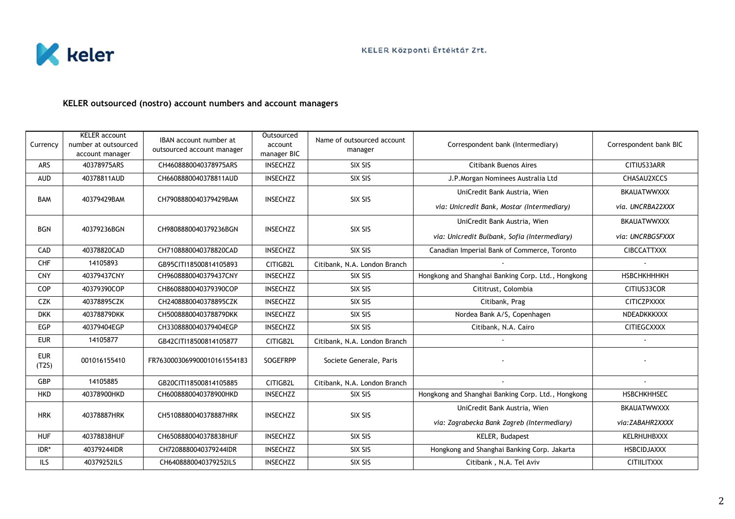**KELER outsourced (nostro) account numbers and account managers**

| Currency | KELER account number at outsourced account manager | IBAN account number at outsourced account manager | Outsourced account manager BIC | Name of outsourced account manager | Correspondent bank (Intermediary) | Correspondent bank BIC |
|---|---|---|---|---|---|---|
| ARS | 40378975ARS | CH4608880040378975ARS | INSECHZZ | SIX SIS | Citibank Buenos Aires | CITIUS33ARR |
| AUD | 40378811AUD | CH6608880040378811AUD | INSECHZZ | SIX SIS | J.P.Morgan Nominees Australia Ltd | CHASAU2XCCS |
| BAM | 40379429BAM | CH7908880040379429BAM | INSECHZZ | SIX SIS | UniCredit Bank Austria, Wien<br>*via: Unicredit Bank, Mostar (Intermediary)* | BKAUATWWXXX<br>*via. UNCRBA22XXX* |
| BGN | 40379236BGN | CH9808880040379236BGN | INSECHZZ | SIX SIS | UniCredit Bank Austria, Wien<br>*via: Unicredit Bulbank, Sofia (Intermediary)* | BKAUATWWXXX<br>*via: UNCRBGSFXXX* |
| CAD | 40378820CAD | CH7108880040378820CAD | INSECHZZ | SIX SIS | Canadian Imperial Bank of Commerce, Toronto | CIBCCATTXXX |
| CHF | 14105893 | GB95CITI18500814105893 | CITIGB2L | Citibank, N.A. London Branch | - | - |
| CNY | 40379437CNY | CH9608880040379437CNY | INSECHZZ | SIX SIS | Hongkong and Shanghai Banking Corp. Ltd., Hongkong | HSBCHKHHHKH |
| COP | 40379390COP | CH8608880040379390COP | INSECHZZ | SIX SIS | Cititrust, Colombia | CITIUS33COR |
| CZK | 40378895CZK | CH2408880040378895CZK | INSECHZZ | SIX SIS | Citibank, Prag | CITICZPXXXX |
| DKK | 40378879DKK | CH5008880040378879DKK | INSECHZZ | SIX SIS | Nordea Bank A/S, Copenhagen | NDEADKKKXXX |
| EGP | 40379404EGP | CH3308880040379404EGP | INSECHZZ | SIX SIS | Citibank, N.A. Cairo | CITIEGCXXXX |
| EUR | 14105877 | GB42CITI18500814105877 | CITIGB2L | Citibank, N.A. London Branch | - | - |
| EUR (T2S) | 001016155410 | FR7630003069900010161554183 | SOGEFRPP | Societe Generale, Paris | - | - |
| GBP | 14105885 | GB20CITI18500814105885 | CITIGB2L | Citibank, N.A. London Branch | - | - |
| HKD | 40378900HKD | CH6008880040378900HKD | INSECHZZ | SIX SIS | Hongkong and Shanghai Banking Corp. Ltd., Hongkong | HSBCHKHHSEC |
| HRK | 40378887HRK | CH5108880040378887HRK | INSECHZZ | SIX SIS | UniCredit Bank Austria, Wien<br>*via: Zagrabecka Bank Zagreb (Intermediary)* | BKAUATWWXXX<br>*via:ZABAHR2XXXX* |
| HUF | 40378838HUF | CH6508880040378838HUF | INSECHZZ | SIX SIS | KELER, Budapest | KELRHUHBXXX |
| IDR* | 40379244IDR | CH7208880040379244IDR | INSECHZZ | SIX SIS | Hongkong and Shanghai Banking Corp. Jakarta | HSBCIDJAXXX |
| ILS | 40379252ILS | CH6408880040379252ILS | INSECHZZ | SIX SIS | Citibank , N.A. Tel Aviv | CITIILITXXX |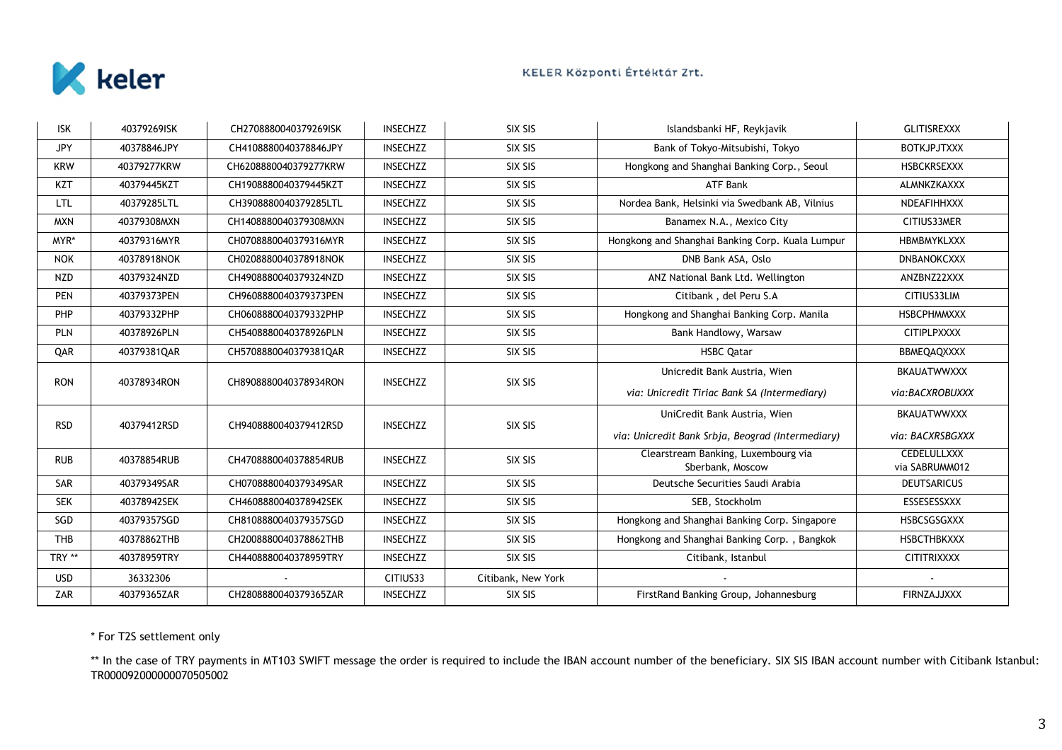| | | | | | | |
|---|---|---|---|---|---|---|
| ISK | 40379269ISK | CH2708880040379269ISK | INSECHZZ | SIX SIS | Islandsbanki HF, Reykjavik | GLITISREXXX |
| JPY | 40378846JPY | CH4108880040378846JPY | INSECHZZ | SIX SIS | Bank of Tokyo-Mitsubishi, Tokyo | BOTKJPJTXXX |
| KRW | 40379277KRW | CH6208880040379277KRW | INSECHZZ | SIX SIS | Hongkong and Shanghai Banking Corp., Seoul | HSBCKRSEXXX |
| KZT | 40379445KZT | CH1908880040379445KZT | INSECHZZ | SIX SIS | ATF Bank | ALMNKZKAXXX |
| LTL | 40379285LTL | CH3908880040379285LTL | INSECHZZ | SIX SIS | Nordea Bank, Helsinki via Swedbank AB, Vilnius | NDEAFIHHXXX |
| MXN | 40379308MXN | CH1408880040379308MXN | INSECHZZ | SIX SIS | Banamex N.A., Mexico City | CITIUS33MER |
| MYR* | 40379316MYR | CH0708880040379316MYR | INSECHZZ | SIX SIS | Hongkong and Shanghai Banking Corp. Kuala Lumpur | HBMBMYKLXXX |
| NOK | 40378918NOK | CH0208880040378918NOK | INSECHZZ | SIX SIS | DNB Bank ASA, Oslo | DNBANOKCXXX |
| NZD | 40379324NZD | CH4908880040379324NZD | INSECHZZ | SIX SIS | ANZ National Bank Ltd. Wellington | ANZBNZ22XXX |
| PEN | 40379373PEN | CH9608880040379373PEN | INSECHZZ | SIX SIS | Citibank , del Peru S.A | CITIUS33LIM |
| PHP | 40379332PHP | CH0608880040379332PHP | INSECHZZ | SIX SIS | Hongkong and Shanghai Banking Corp. Manila | HSBCPHMMXXX |
| PLN | 40378926PLN | CH5408880040378926PLN | INSECHZZ | SIX SIS | Bank Handlowy, Warsaw | CITIPLPXXXX |
| QAR | 40379381QAR | CH5708880040379381QAR | INSECHZZ | SIX SIS | HSBC Qatar | BBMEQAQXXXX |
| RON | 40378934RON | CH8908880040378934RON | INSECHZZ | SIX SIS | Unicredit Bank Austria, Wien<br>*via: Unicredit Tiriac Bank SA (Intermediary)* | BKAUATWWXXX<br>*via:BACXROBUXXX* |
| RSD | 40379412RSD | CH9408880040379412RSD | INSECHZZ | SIX SIS | UniCredit Bank Austria, Wien<br>*via: Unicredit Bank Srbja, Beograd (Intermediary)* | BKAUATWWXXX<br>*via: BACXRSBGXXX* |
| RUB | 40378854RUB | CH4708880040378854RUB | INSECHZZ | SIX SIS | Clearstream Banking, Luxembourg via Sberbank, Moscow | CEDELULLXXX via SABRUMM012 |
| SAR | 40379349SAR | CH0708880040379349SAR | INSECHZZ | SIX SIS | Deutsche Securities Saudi Arabia | DEUTSARICUS |
| SEK | 40378942SEK | CH4608880040378942SEK | INSECHZZ | SIX SIS | SEB, Stockholm | ESSESESSXXX |
| SGD | 40379357SGD | CH8108880040379357SGD | INSECHZZ | SIX SIS | Hongkong and Shanghai Banking Corp. Singapore | HSBCSGSGXXX |
| THB | 40378862THB | CH2008880040378862THB | INSECHZZ | SIX SIS | Hongkong and Shanghai Banking Corp. , Bangkok | HSBCTHBKXXX |
| TRY ** | 40378959TRY | CH4408880040378959TRY | INSECHZZ | SIX SIS | Citibank, Istanbul | CITITRIXXXX |
| USD | 36332306 | - | CITIUS33 | Citibank, New York | - | - |
| ZAR | 40379365ZAR | CH2808880040379365ZAR | INSECHZZ | SIX SIS | FirstRand Banking Group, Johannesburg | FIRNZAJJXXX |

* For T2S settlement only

** In the case of TRY payments in MT103 SWIFT message the order is required to include the IBAN account number of the beneficiary. SIX SIS IBAN account number with Citibank Istanbul: TR000092000000070505002